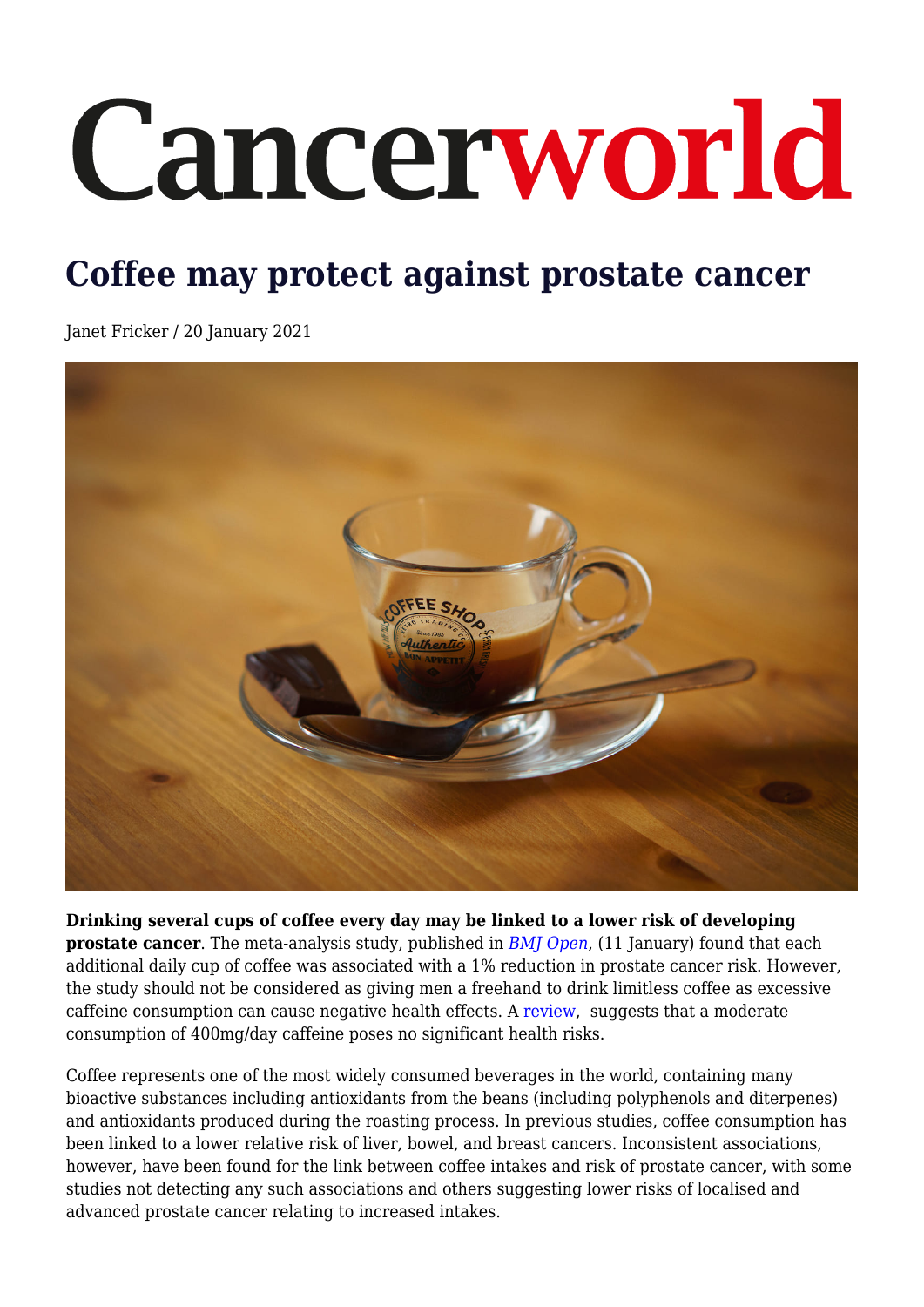# Cancerworld

## Coffee may protect against prostate cancer

Janet Fricker / 20 January 2021

**Drinking several cups of coffee every day may be linked to a lower risk of developing prostate cancer**. The meta-analysis study, published in *BMJ Open*, (11 January) found that each additional daily cup of coffee was associated with a 1% reduction in prostate cancer risk. However, the study should not be considered as giving men a freehand to drink limitless coffee as excessive caffeine consumption can cause negative health effects. A review, suggests that a moderate consumption of 400mg/day caffeine poses no significant health risks.

Coffee represents one of the most widely consumed beverages in the world, containing many bioactive substances including antioxidants from the beans (including polyphenols and diterpenes) and antioxidants produced during the roasting process. In previous studies, coffee consumption has been linked to a lower relative risk of liver, bowel, and breast cancers. Inconsistent associations, however, have been found for the link between coffee intakes and risk of prostate cancer, with some studies not detecting any such associations and others suggesting lower risks of localised and advanced prostate cancer relating to increased intakes.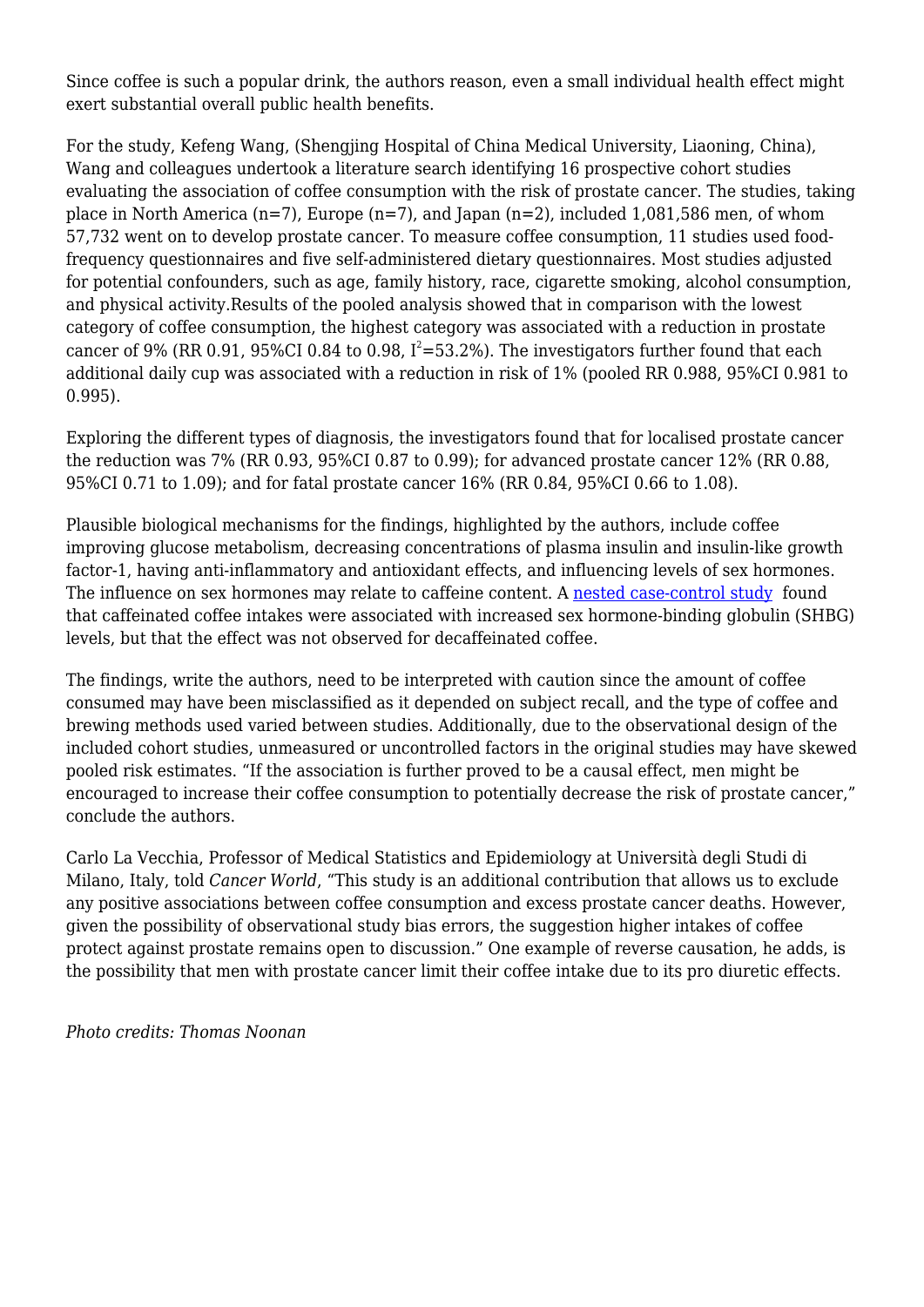Since coffee is such a popular drink, the authors reason, even a small individual health effect might exert substantial overall public health benefits.

For the study, Kefeng Wang, (Shengjing Hospital of China Medical University, Liaoning, China), Wang and colleagues undertook a literature search identifying 16 prospective cohort studies evaluating the association of coffee consumption with the risk of prostate cancer. The studies, taking place in North America (n=7), Europe (n=7), and Japan (n=2), included 1,081,586 men, of whom 57,732 went on to develop prostate cancer. To measure coffee consumption, 11 studies used food-frequency questionnaires and five self-administered dietary questionnaires. Most studies adjusted for potential confounders, such as age, family history, race, cigarette smoking, alcohol consumption, and physical activity.Results of the pooled analysis showed that in comparison with the lowest category of coffee consumption, the highest category was associated with a reduction in prostate cancer of 9% (RR 0.91, 95%CI 0.84 to 0.98, $I^2$=53.2%). The investigators further found that each additional daily cup was associated with a reduction in risk of 1% (pooled RR 0.988, 95%CI 0.981 to 0.995).

Exploring the different types of diagnosis, the investigators found that for localised prostate cancer the reduction was 7% (RR 0.93, 95%CI 0.87 to 0.99); for advanced prostate cancer 12% (RR 0.88, 95%CI 0.71 to 1.09); and for fatal prostate cancer 16% (RR 0.84, 95%CI 0.66 to 1.08).

Plausible biological mechanisms for the findings, highlighted by the authors, include coffee improving glucose metabolism, decreasing concentrations of plasma insulin and insulin-like growth factor-1, having anti-inflammatory and antioxidant effects, and influencing levels of sex hormones. The influence on sex hormones may relate to caffeine content. A nested case-control study found that caffeinated coffee intakes were associated with increased sex hormone-binding globulin (SHBG) levels, but that the effect was not observed for decaffeinated coffee.

The findings, write the authors, need to be interpreted with caution since the amount of coffee consumed may have been misclassified as it depended on subject recall, and the type of coffee and brewing methods used varied between studies. Additionally, due to the observational design of the included cohort studies, unmeasured or uncontrolled factors in the original studies may have skewed pooled risk estimates. "If the association is further proved to be a causal effect, men might be encouraged to increase their coffee consumption to potentially decrease the risk of prostate cancer," conclude the authors.

Carlo La Vecchia, Professor of Medical Statistics and Epidemiology at Università degli Studi di Milano, Italy, told *Cancer World*, "This study is an additional contribution that allows us to exclude any positive associations between coffee consumption and excess prostate cancer deaths. However, given the possibility of observational study bias errors, the suggestion higher intakes of coffee protect against prostate remains open to discussion." One example of reverse causation, he adds, is the possibility that men with prostate cancer limit their coffee intake due to its pro diuretic effects.

*Photo credits: Thomas Noonan*